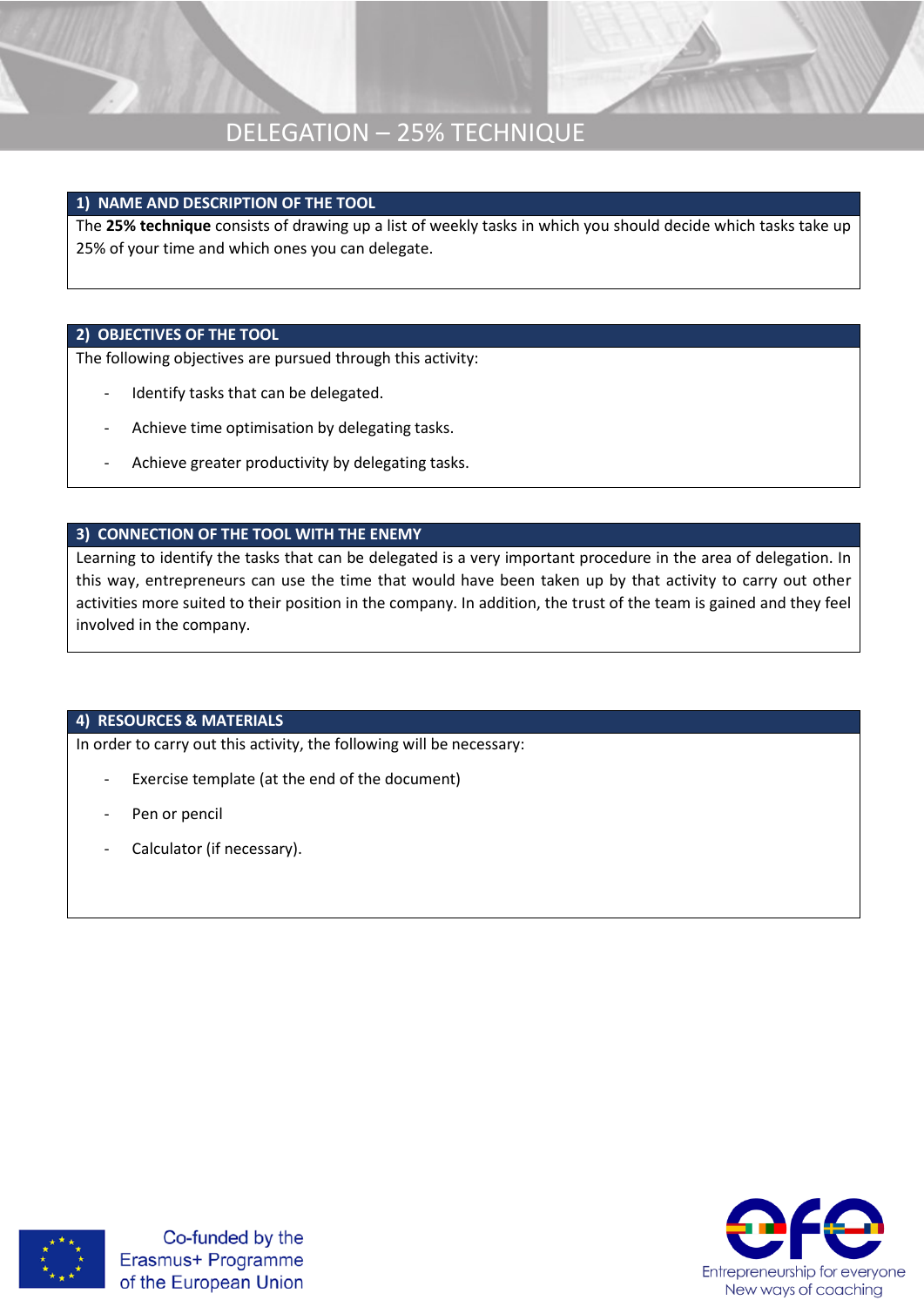# DELEGATION – 25% TECHNIQUE

## 1) NAME AND DESCRIPTION OF THE TOOL

The **25% technique** consists of drawing up a list of weekly tasks in which you should decide which tasks take up 25% of your time and which ones you can delegate.

## 2) OBJECTIVES OF THE TOOL

The following objectives are pursued through this activity:

- Identify tasks that can be delegated.
- Achieve time optimisation by delegating tasks.
- Achieve greater productivity by delegating tasks.

## 3) CONNECTION OF THE TOOL WITH THE ENEMY

Learning to identify the tasks that can be delegated is a very important procedure in the area of delegation. In this way, entrepreneurs can use the time that would have been taken up by that activity to carry out other activities more suited to their position in the company. In addition, the trust of the team is gained and they feel involved in the company.

## 4) RESOURCES & MATERIALS

In order to carry out this activity, the following will be necessary:

- Exercise template (at the end of the document)
- Pen or pencil
- Calculator (if necessary).

Co-funded by the Erasmus+ Programme of the European Union

efe – Entrepreneurship for everyone – New ways of coaching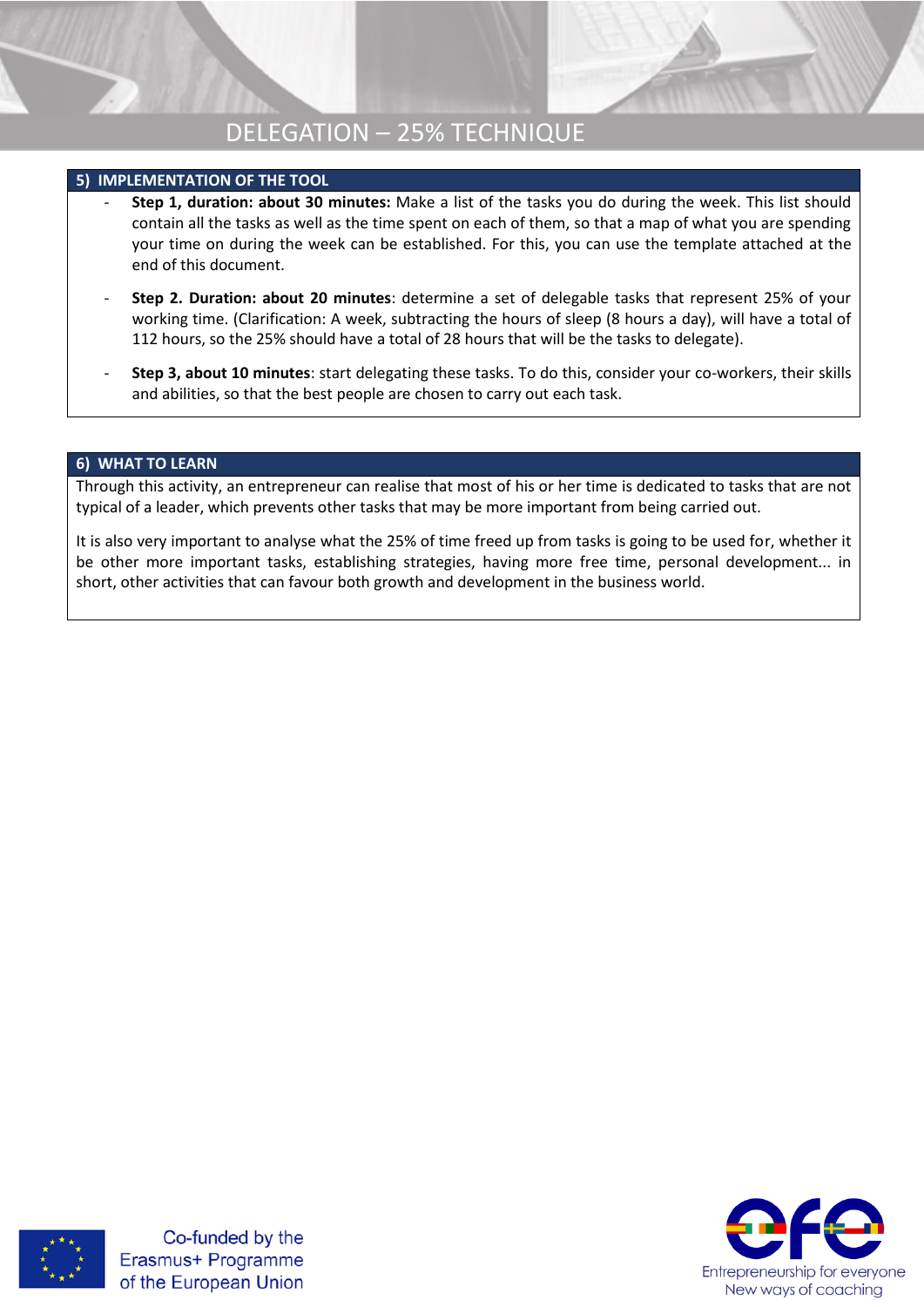## 5) IMPLEMENTATION OF THE TOOL

- **Step 1, duration: about 30 minutes:** Make a list of the tasks you do during the week. This list should contain all the tasks as well as the time spent on each of them, so that a map of what you are spending your time on during the week can be established. For this, you can use the template attached at the end of this document.

- **Step 2. Duration: about 20 minutes**: determine a set of delegable tasks that represent 25% of your working time. (Clarification: A week, subtracting the hours of sleep (8 hours a day), will have a total of 112 hours, so the 25% should have a total of 28 hours that will be the tasks to delegate).

- **Step 3, about 10 minutes**: start delegating these tasks. To do this, consider your co-workers, their skills and abilities, so that the best people are chosen to carry out each task.

## 6) WHAT TO LEARN

Through this activity, an entrepreneur can realise that most of his or her time is dedicated to tasks that are not typical of a leader, which prevents other tasks that may be more important from being carried out.

It is also very important to analyse what the 25% of time freed up from tasks is going to be used for, whether it be other more important tasks, establishing strategies, having more free time, personal development... in short, other activities that can favour both growth and development in the business world.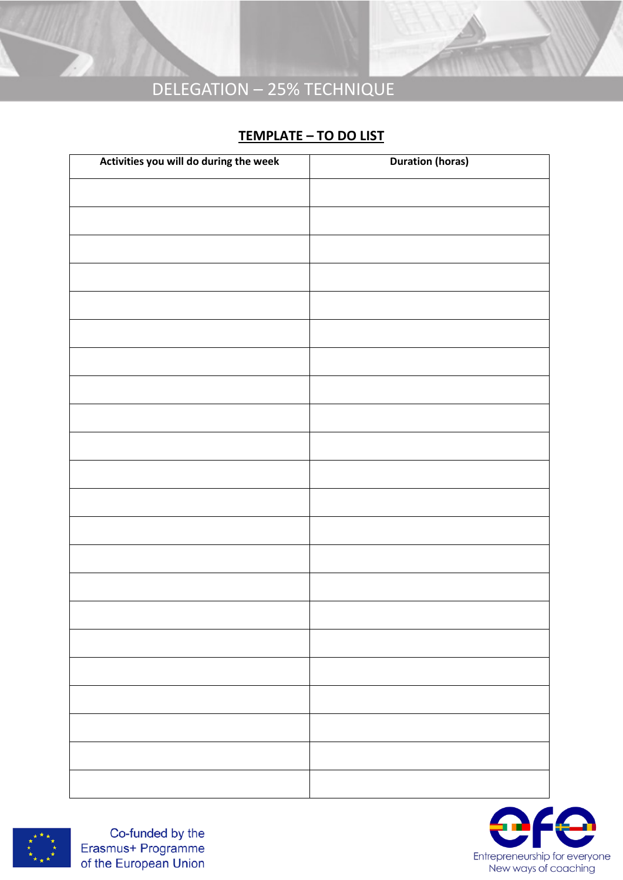# DELEGATION – 25% TECHNIQUE

## TEMPLATE – TO DO LIST

| Activities you will do during the week | Duration (horas) |
|---|---|
| | |
| | |
| | |
| | |
| | |
| | |
| | |
| | |
| | |
| | |
| | |
| | |
| | |
| | |
| | |
| | |
| | |
| | |
| | |
| | |
| | |
| | |

Co-funded by the Erasmus+ Programme of the European Union

Entrepreneurship for everyone
New ways of coaching